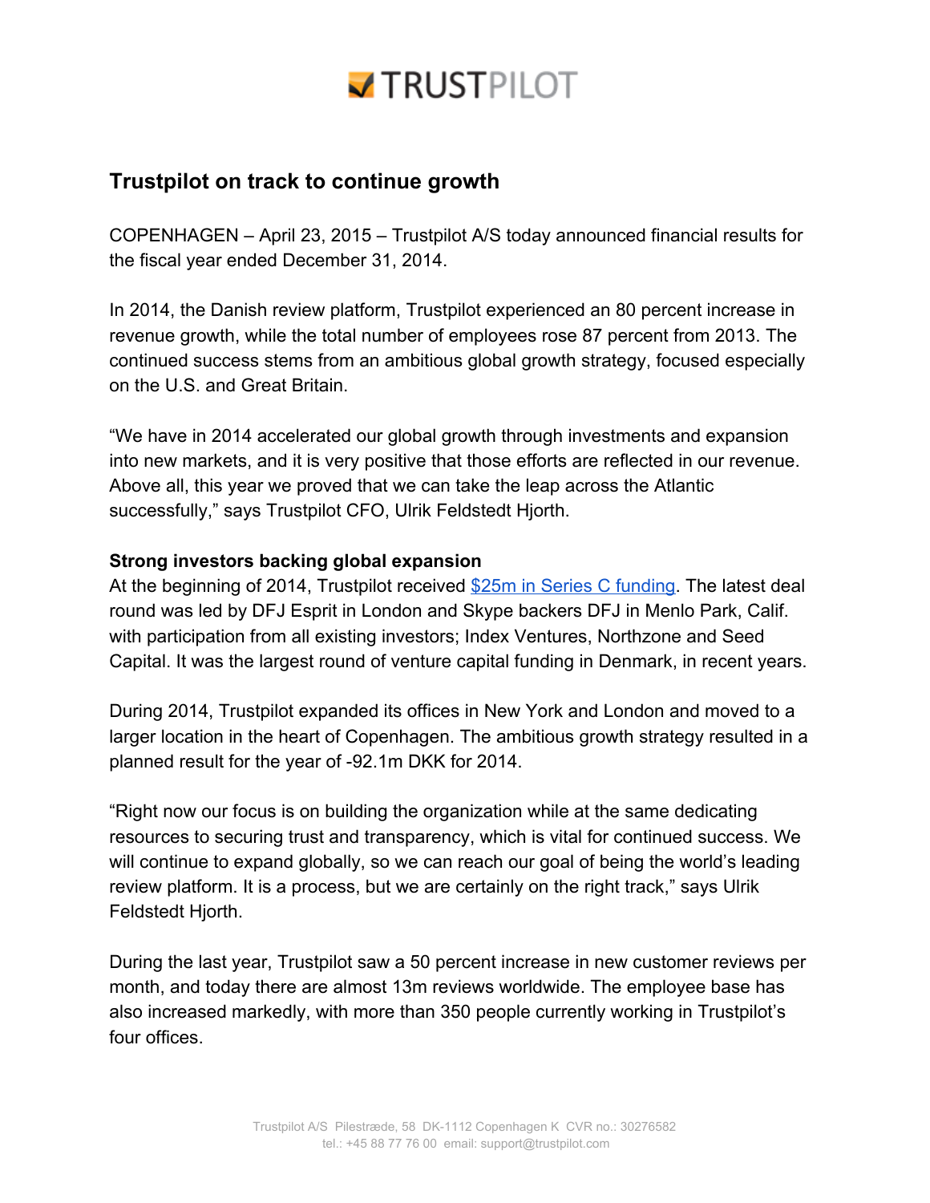# TRUSTPILOT

## Trustpilot on track to continue growth

COPENHAGEN – April 23, 2015 – Trustpilot A/S today announced financial results for the fiscal year ended December 31, 2014.

In 2014, the Danish review platform, Trustpilot experienced an 80 percent increase in revenue growth, while the total number of employees rose 87 percent from 2013. The continued success stems from an ambitious global growth strategy, focused especially on the U.S. and Great Britain.

"We have in 2014 accelerated our global growth through investments and expansion into new markets, and it is very positive that those efforts are reflected in our revenue. Above all, this year we proved that we can take the leap across the Atlantic successfully," says Trustpilot CFO, Ulrik Feldstedt Hjorth.

**Strong investors backing global expansion**

At the beginning of 2014, Trustpilot received $25m in Series C funding. The latest deal round was led by DFJ Esprit in London and Skype backers DFJ in Menlo Park, Calif. with participation from all existing investors; Index Ventures, Northzone and Seed Capital. It was the largest round of venture capital funding in Denmark, in recent years.

During 2014, Trustpilot expanded its offices in New York and London and moved to a larger location in the heart of Copenhagen. The ambitious growth strategy resulted in a planned result for the year of -92.1m DKK for 2014.

"Right now our focus is on building the organization while at the same dedicating resources to securing trust and transparency, which is vital for continued success. We will continue to expand globally, so we can reach our goal of being the world's leading review platform. It is a process, but we are certainly on the right track," says Ulrik Feldstedt Hjorth.

During the last year, Trustpilot saw a 50 percent increase in new customer reviews per month, and today there are almost 13m reviews worldwide. The employee base has also increased markedly, with more than 350 people currently working in Trustpilot's four offices.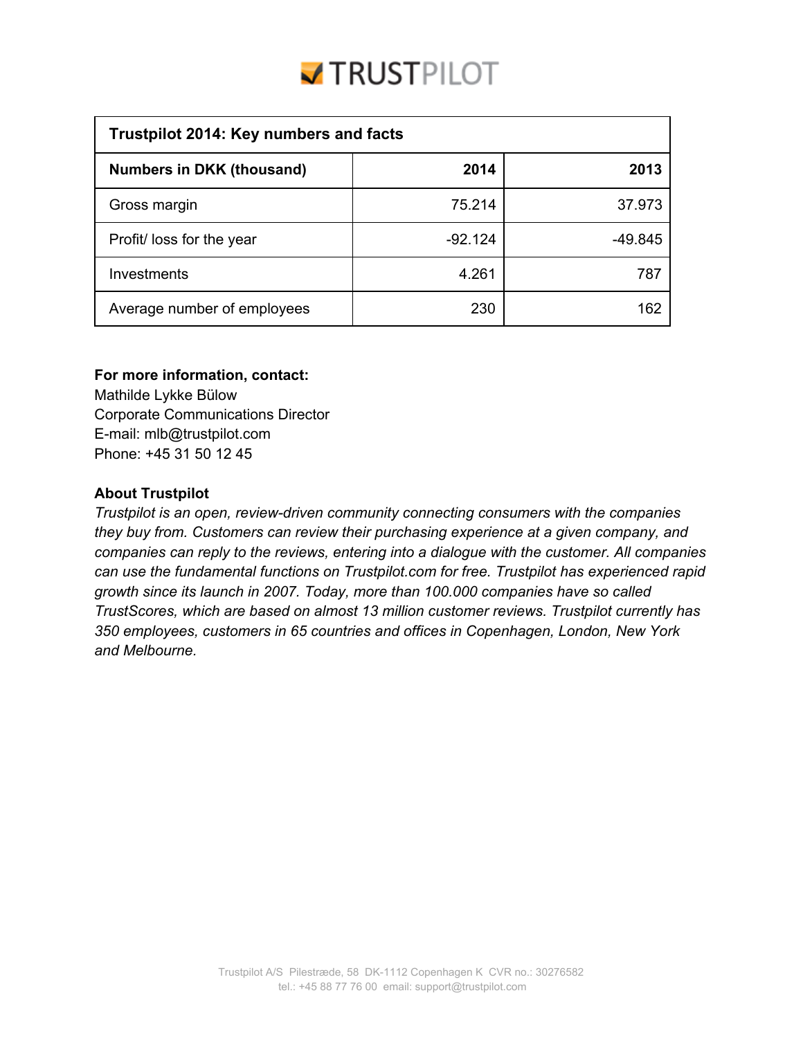TRUSTPILOT

| Trustpilot 2014: Key numbers and facts | | |
|---|---|---|
| **Numbers in DKK (thousand)** | **2014** | **2013** |
| Gross margin | 75.214 | 37.973 |
| Profit/ loss for the year | -92.124 | -49.845 |
| Investments | 4.261 | 787 |
| Average number of employees | 230 | 162 |

**For more information, contact:**
Mathilde Lykke Bülow
Corporate Communications Director
E-mail: mlb@trustpilot.com
Phone: +45 31 50 12 45

**About Trustpilot**

*Trustpilot is an open, review-driven community connecting consumers with the companies they buy from. Customers can review their purchasing experience at a given company, and companies can reply to the reviews, entering into a dialogue with the customer. All companies can use the fundamental functions on Trustpilot.com for free. Trustpilot has experienced rapid growth since its launch in 2007. Today, more than 100.000 companies have so called TrustScores, which are based on almost 13 million customer reviews. Trustpilot currently has 350 employees, customers in 65 countries and offices in Copenhagen, London, New York and Melbourne.*

Trustpilot A/S Pilestræde, 58 DK-1112 Copenhagen K CVR no.: 30276582
tel.: +45 88 77 76 00 email: support@trustpilot.com